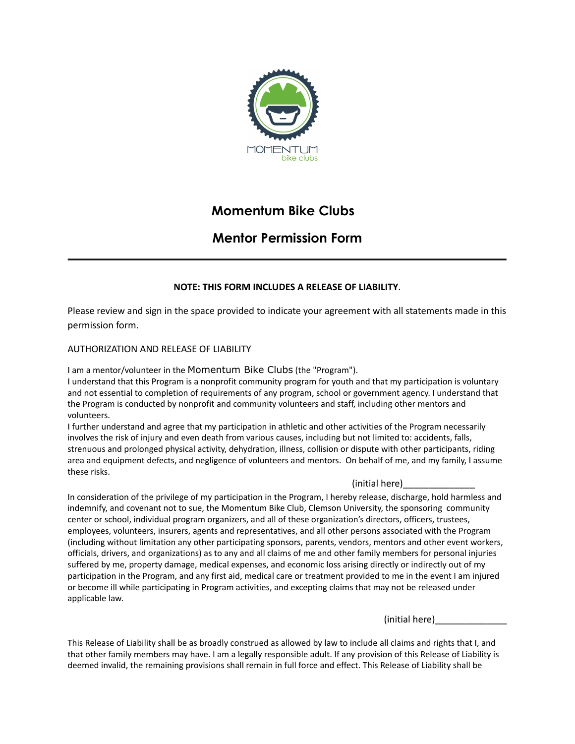# Momentum Bike Clubs

## Mentor Permission Form

**NOTE: THIS FORM INCLUDES A RELEASE OF LIABILITY**.

Please review and sign in the space provided to indicate your agreement with all statements made in this permission form.

AUTHORIZATION AND RELEASE OF LIABILITY

I am a mentor/volunteer in the Momentum Bike Clubs (the "Program").

I understand that this Program is a nonprofit community program for youth and that my participation is voluntary and not essential to completion of requirements of any program, school or government agency. I understand that the Program is conducted by nonprofit and community volunteers and staff, including other mentors and volunteers.

I further understand and agree that my participation in athletic and other activities of the Program necessarily involves the risk of injury and even death from various causes, including but not limited to: accidents, falls, strenuous and prolonged physical activity, dehydration, illness, collision or dispute with other participants, riding area and equipment defects, and negligence of volunteers and mentors. On behalf of me, and my family, I assume these risks.

(initial here)______________

In consideration of the privilege of my participation in the Program, I hereby release, discharge, hold harmless and indemnify, and covenant not to sue, the Momentum Bike Club, Clemson University, the sponsoring community center or school, individual program organizers, and all of these organization's directors, officers, trustees, employees, volunteers, insurers, agents and representatives, and all other persons associated with the Program (including without limitation any other participating sponsors, parents, vendors, mentors and other event workers, officials, drivers, and organizations) as to any and all claims of me and other family members for personal injuries suffered by me, property damage, medical expenses, and economic loss arising directly or indirectly out of my participation in the Program, and any first aid, medical care or treatment provided to me in the event I am injured or become ill while participating in Program activities, and excepting claims that may not be released under applicable law.

(initial here)______________

This Release of Liability shall be as broadly construed as allowed by law to include all claims and rights that I, and that other family members may have. I am a legally responsible adult. If any provision of this Release of Liability is deemed invalid, the remaining provisions shall remain in full force and effect. This Release of Liability shall be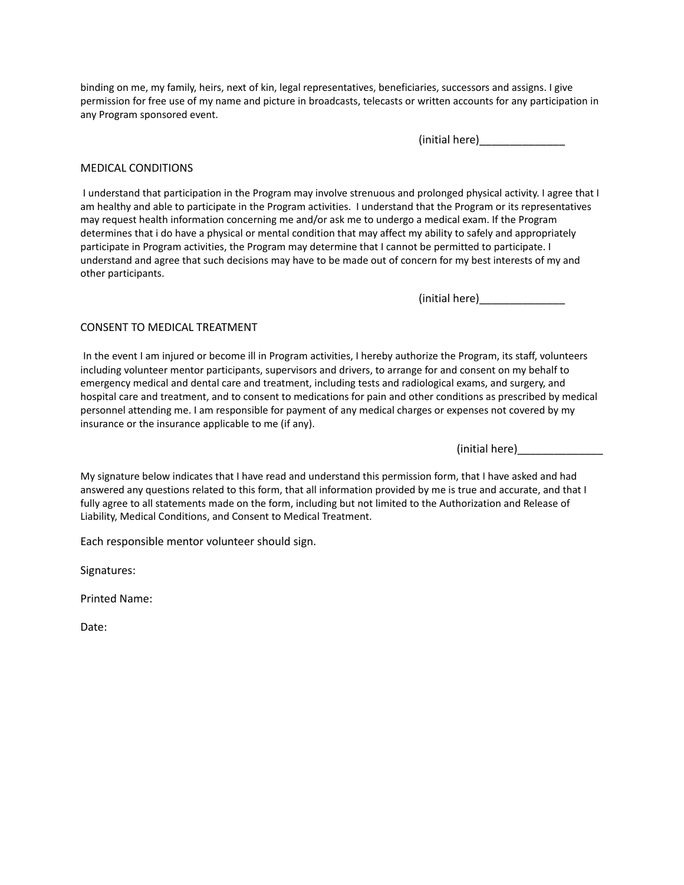binding on me, my family, heirs, next of kin, legal representatives, beneficiaries, successors and assigns. I give permission for free use of my name and picture in broadcasts, telecasts or written accounts for any participation in any Program sponsored event.

(initial here)______________

## MEDICAL CONDITIONS

I understand that participation in the Program may involve strenuous and prolonged physical activity. I agree that I am healthy and able to participate in the Program activities. I understand that the Program or its representatives may request health information concerning me and/or ask me to undergo a medical exam. If the Program determines that i do have a physical or mental condition that may affect my ability to safely and appropriately participate in Program activities, the Program may determine that I cannot be permitted to participate. I understand and agree that such decisions may have to be made out of concern for my best interests of my and other participants.

(initial here)______________

## CONSENT TO MEDICAL TREATMENT

In the event I am injured or become ill in Program activities, I hereby authorize the Program, its staff, volunteers including volunteer mentor participants, supervisors and drivers, to arrange for and consent on my behalf to emergency medical and dental care and treatment, including tests and radiological exams, and surgery, and hospital care and treatment, and to consent to medications for pain and other conditions as prescribed by medical personnel attending me. I am responsible for payment of any medical charges or expenses not covered by my insurance or the insurance applicable to me (if any).

(initial here)______________

My signature below indicates that I have read and understand this permission form, that I have asked and had answered any questions related to this form, that all information provided by me is true and accurate, and that I fully agree to all statements made on the form, including but not limited to the Authorization and Release of Liability, Medical Conditions, and Consent to Medical Treatment.

Each responsible mentor volunteer should sign.

Signatures:

Printed Name:

Date: